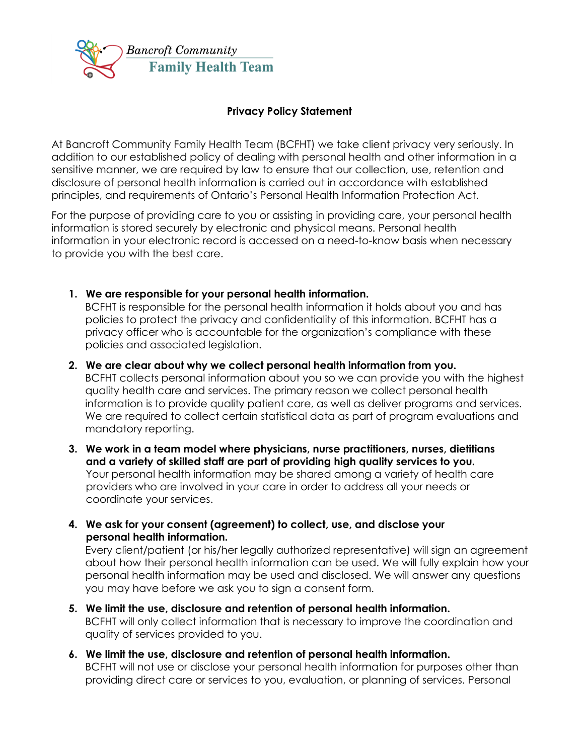Bancroft Community
Family Health Team

## Privacy Policy Statement

At Bancroft Community Family Health Team (BCFHT) we take client privacy very seriously. In addition to our established policy of dealing with personal health and other information in a sensitive manner, we are required by law to ensure that our collection, use, retention and disclosure of personal health information is carried out in accordance with established principles, and requirements of Ontario's Personal Health Information Protection Act.

For the purpose of providing care to you or assisting in providing care, your personal health information is stored securely by electronic and physical means. Personal health information in your electronic record is accessed on a need-to-know basis when necessary to provide you with the best care.

1. **We are responsible for your personal health information.**
   BCFHT is responsible for the personal health information it holds about you and has policies to protect the privacy and confidentiality of this information. BCFHT has a privacy officer who is accountable for the organization's compliance with these policies and associated legislation.

2. **We are clear about why we collect personal health information from you.**
   BCFHT collects personal information about you so we can provide you with the highest quality health care and services. The primary reason we collect personal health information is to provide quality patient care, as well as deliver programs and services. We are required to collect certain statistical data as part of program evaluations and mandatory reporting.

3. **We work in a team model where physicians, nurse practitioners, nurses, dietitians and a variety of skilled staff are part of providing high quality services to you.**
   Your personal health information may be shared among a variety of health care providers who are involved in your care in order to address all your needs or coordinate your services.

4. **We ask for your consent (agreement) to collect, use, and disclose your personal health information.**
   Every client/patient (or his/her legally authorized representative) will sign an agreement about how their personal health information can be used. We will fully explain how your personal health information may be used and disclosed. We will answer any questions you may have before we ask you to sign a consent form.

5. **We limit the use, disclosure and retention of personal health information.**
   BCFHT will only collect information that is necessary to improve the coordination and quality of services provided to you.

6. **We limit the use, disclosure and retention of personal health information.**
   BCFHT will not use or disclose your personal health information for purposes other than providing direct care or services to you, evaluation, or planning of services. Personal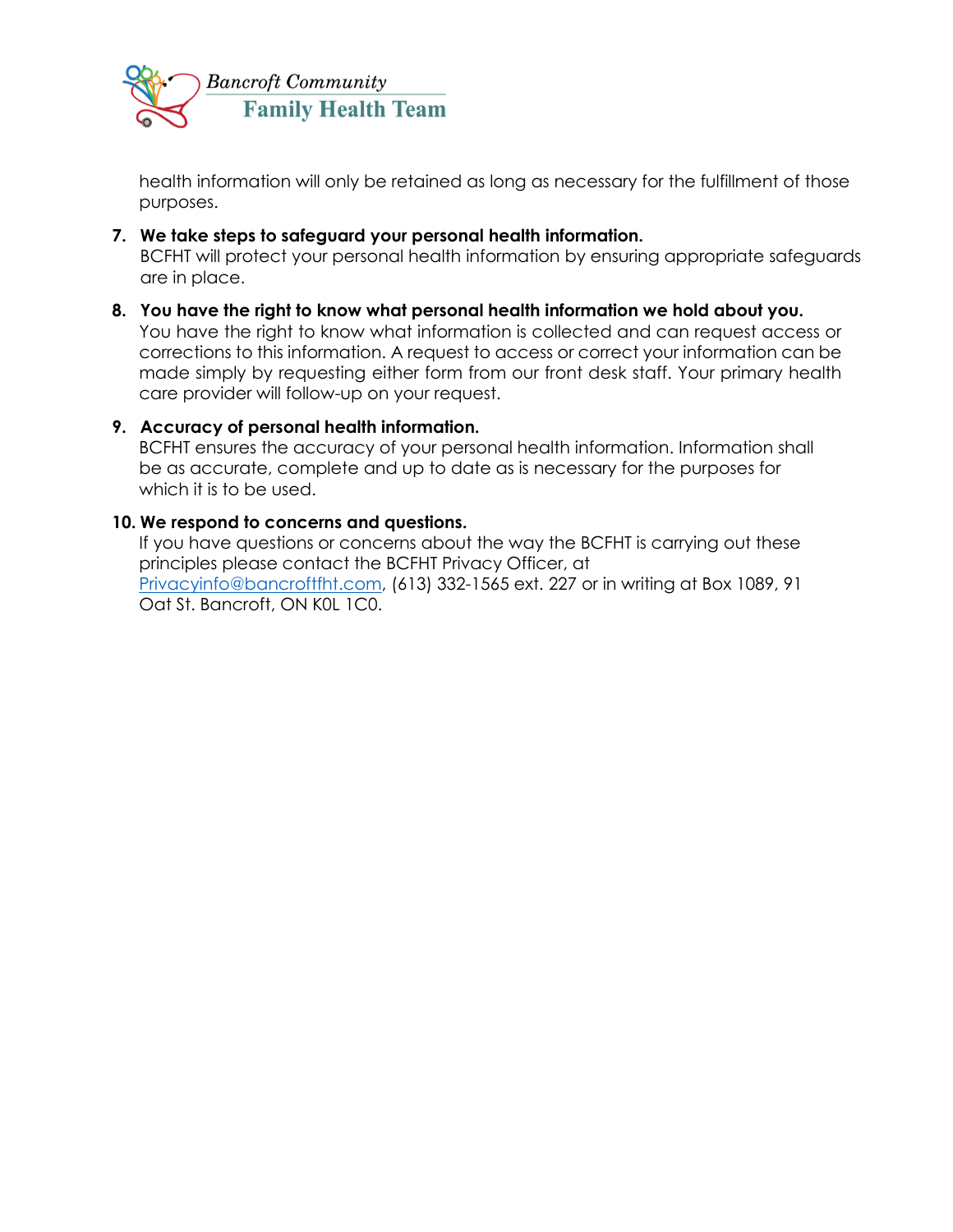health information will only be retained as long as necessary for the fulfillment of those purposes.

7. **We take steps to safeguard your personal health information.**
   BCFHT will protect your personal health information by ensuring appropriate safeguards are in place.

8. **You have the right to know what personal health information we hold about you.**
   You have the right to know what information is collected and can request access or corrections to this information. A request to access or correct your information can be made simply by requesting either form from our front desk staff. Your primary health care provider will follow-up on your request.

9. **Accuracy of personal health information.**
   BCFHT ensures the accuracy of your personal health information. Information shall be as accurate, complete and up to date as is necessary for the purposes for which it is to be used.

10. **We respond to concerns and questions.**
    If you have questions or concerns about the way the BCFHT is carrying out these principles please contact the BCFHT Privacy Officer, at Privacyinfo@bancroftfht.com, (613) 332-1565 ext. 227 or in writing at Box 1089, 91 Oat St. Bancroft, ON K0L 1C0.